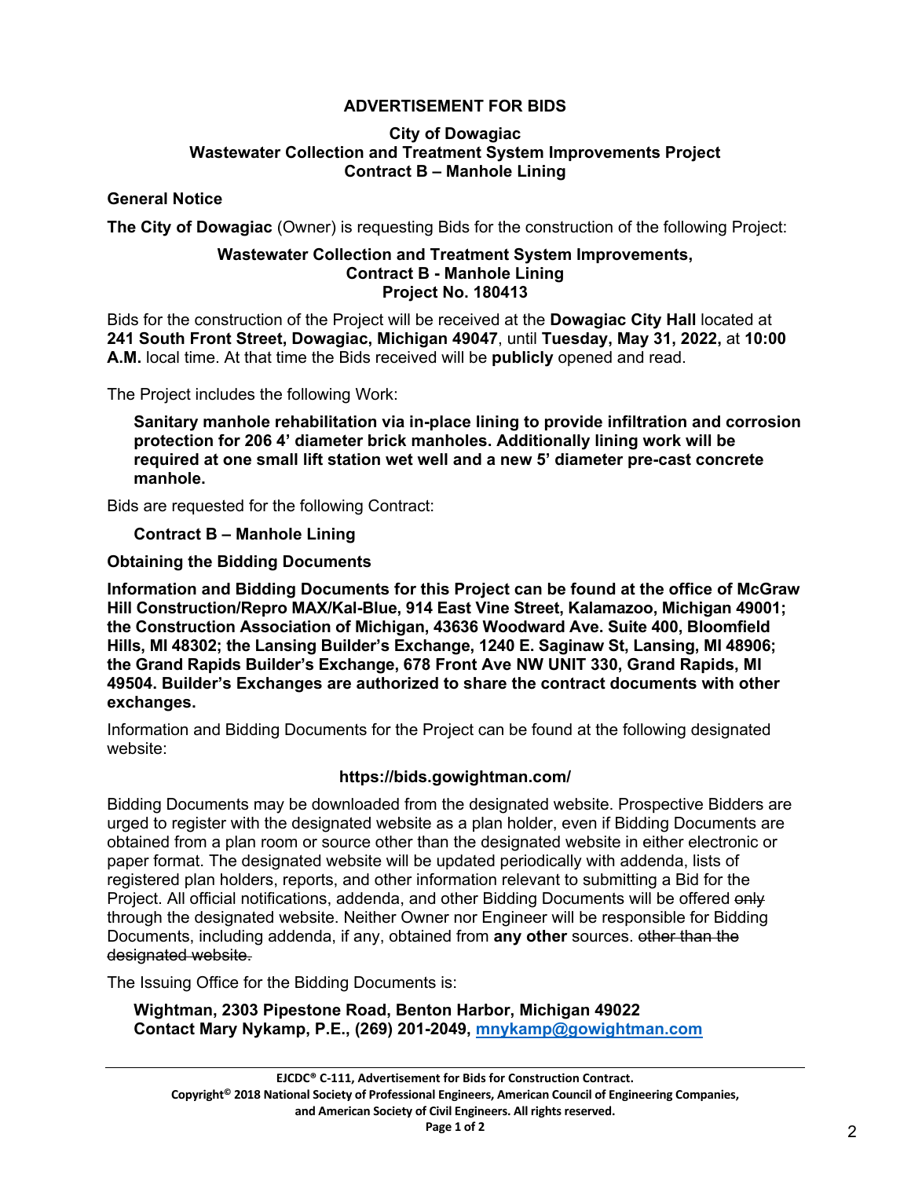# ADVERTISEMENT FOR BIDS

**City of Dowagiac**
**Wastewater Collection and Treatment System Improvements Project**
**Contract B – Manhole Lining**

## General Notice

**The City of Dowagiac** (Owner) is requesting Bids for the construction of the following Project:

**Wastewater Collection and Treatment System Improvements,**
**Contract B - Manhole Lining**
**Project No. 180413**

Bids for the construction of the Project will be received at the **Dowagiac City Hall** located at **241 South Front Street, Dowagiac, Michigan 49047**, until **Tuesday, May 31, 2022,** at **10:00 A.M.** local time. At that time the Bids received will be **publicly** opened and read.

The Project includes the following Work:

> **Sanitary manhole rehabilitation via in-place lining to provide infiltration and corrosion protection for 206 4' diameter brick manholes. Additionally lining work will be required at one small lift station wet well and a new 5' diameter pre-cast concrete manhole.**

Bids are requested for the following Contract:

> **Contract B – Manhole Lining**

## Obtaining the Bidding Documents

**Information and Bidding Documents for this Project can be found at the office of McGraw Hill Construction/Repro MAX/Kal-Blue, 914 East Vine Street, Kalamazoo, Michigan 49001; the Construction Association of Michigan, 43636 Woodward Ave. Suite 400, Bloomfield Hills, MI 48302; the Lansing Builder's Exchange, 1240 E. Saginaw St, Lansing, MI 48906; the Grand Rapids Builder's Exchange, 678 Front Ave NW UNIT 330, Grand Rapids, MI 49504. Builder's Exchanges are authorized to share the contract documents with other exchanges.**

Information and Bidding Documents for the Project can be found at the following designated website:

**https://bids.gowightman.com/**

Bidding Documents may be downloaded from the designated website. Prospective Bidders are urged to register with the designated website as a plan holder, even if Bidding Documents are obtained from a plan room or source other than the designated website in either electronic or paper format. The designated website will be updated periodically with addenda, lists of registered plan holders, reports, and other information relevant to submitting a Bid for the Project. All official notifications, addenda, and other Bidding Documents will be offered ~~only~~ through the designated website. Neither Owner nor Engineer will be responsible for Bidding Documents, including addenda, if any, obtained from **any other** sources. ~~other than the designated website.~~

The Issuing Office for the Bidding Documents is:

> **Wightman, 2303 Pipestone Road, Benton Harbor, Michigan 49022**
> **Contact Mary Nykamp, P.E., (269) 201-2049, mnykamp@gowightman.com**

EJCDC® C-111, Advertisement for Bids for Construction Contract.
Copyright© 2018 National Society of Professional Engineers, American Council of Engineering Companies, and American Society of Civil Engineers. All rights reserved.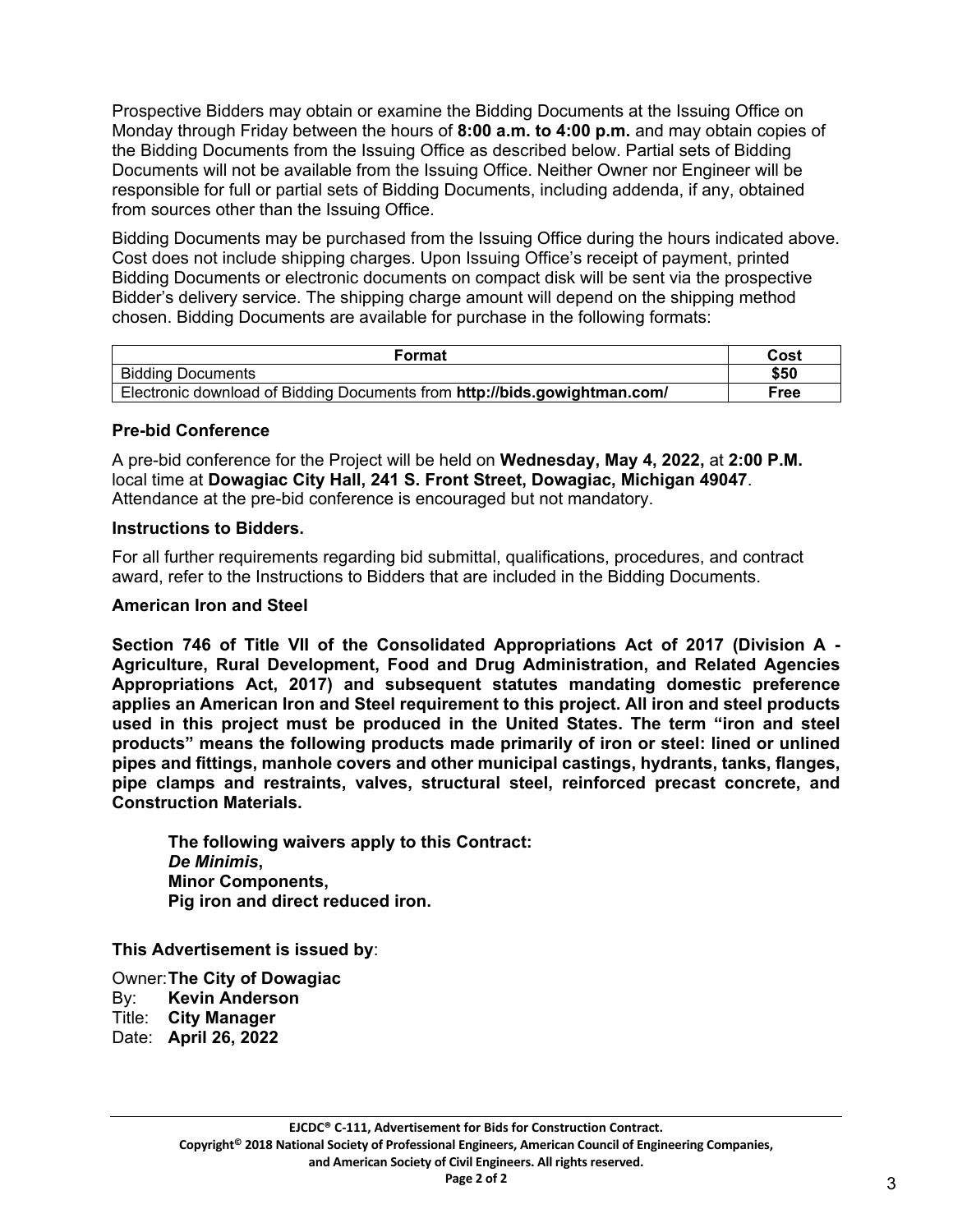Prospective Bidders may obtain or examine the Bidding Documents at the Issuing Office on Monday through Friday between the hours of **8:00 a.m. to 4:00 p.m.** and may obtain copies of the Bidding Documents from the Issuing Office as described below. Partial sets of Bidding Documents will not be available from the Issuing Office. Neither Owner nor Engineer will be responsible for full or partial sets of Bidding Documents, including addenda, if any, obtained from sources other than the Issuing Office.

Bidding Documents may be purchased from the Issuing Office during the hours indicated above. Cost does not include shipping charges. Upon Issuing Office's receipt of payment, printed Bidding Documents or electronic documents on compact disk will be sent via the prospective Bidder's delivery service. The shipping charge amount will depend on the shipping method chosen. Bidding Documents are available for purchase in the following formats:

| Format | Cost |
|---|---|
| Bidding Documents | **$50** |
| Electronic download of Bidding Documents from **http://bids.gowightman.com/** | **Free** |

**Pre-bid Conference**

A pre-bid conference for the Project will be held on **Wednesday, May 4, 2022,** at **2:00 P.M.** local time at **Dowagiac City Hall, 241 S. Front Street, Dowagiac, Michigan 49047**. Attendance at the pre-bid conference is encouraged but not mandatory.

**Instructions to Bidders.**

For all further requirements regarding bid submittal, qualifications, procedures, and contract award, refer to the Instructions to Bidders that are included in the Bidding Documents.

**American Iron and Steel**

**Section 746 of Title VII of the Consolidated Appropriations Act of 2017 (Division A - Agriculture, Rural Development, Food and Drug Administration, and Related Agencies Appropriations Act, 2017) and subsequent statutes mandating domestic preference applies an American Iron and Steel requirement to this project. All iron and steel products used in this project must be produced in the United States. The term "iron and steel products" means the following products made primarily of iron or steel: lined or unlined pipes and fittings, manhole covers and other municipal castings, hydrants, tanks, flanges, pipe clamps and restraints, valves, structural steel, reinforced precast concrete, and Construction Materials.**

**The following waivers apply to this Contract:**
***De Minimis*,**
**Minor Components,**
**Pig iron and direct reduced iron.**

**This Advertisement is issued by**:

Owner: **The City of Dowagiac**
By: **Kevin Anderson**
Title: **City Manager**
Date: **April 26, 2022**

**EJCDC® C-111, Advertisement for Bids for Construction Contract.**
**Copyright© 2018 National Society of Professional Engineers, American Council of Engineering Companies, and American Society of Civil Engineers. All rights reserved.**